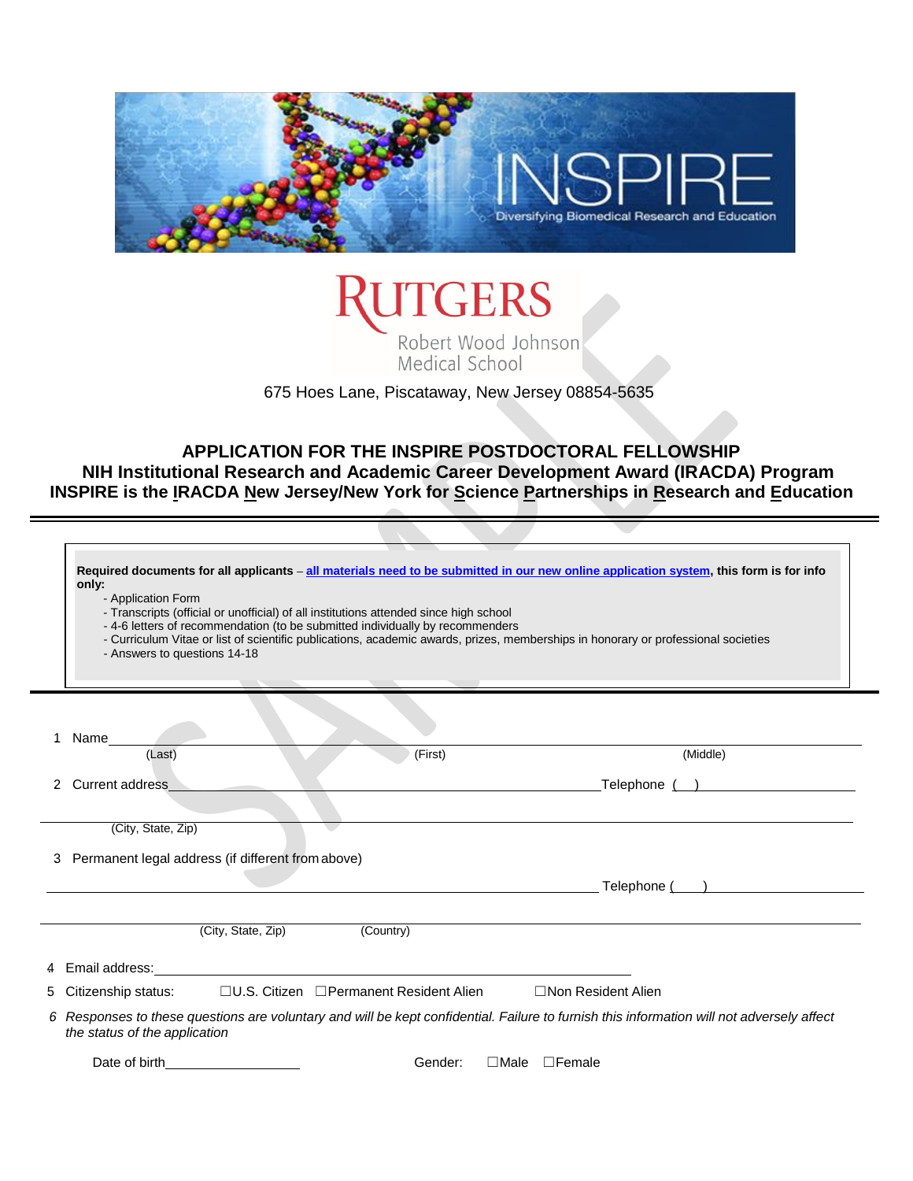# APPLICATION FOR THE INSPIRE POSTDOCTORAL FELLOWSHIP

## NIH Institutional Research and Academic Career Development Award (IRACDA) Program

## INSPIRE is the IRACDA New Jersey/New York for Science Partnerships in Research and Education

675 Hoes Lane, Piscataway, New Jersey 08854-5635

**Required documents for all applicants** – **all materials need to be submitted in our new online application system**, **this form is for info only:**

- Application Form
- Transcripts (official or unofficial) of all institutions attended since high school
- 4-6 letters of recommendation (to be submitted individually by recommenders
- Curriculum Vitae or list of scientific publications, academic awards, prizes, memberships in honorary or professional societies
- Answers to questions 14-18

1 Name ________________________________________________________________
(Last) (First) (Middle)

2 Current address ______________________________________ Telephone ( ) ____________

________________________________________________________________
(City, State, Zip)

3 Permanent legal address (if different from above)

______________________________________ Telephone ( ) ____________

________________________________________________________________
(City, State, Zip) (Country)

4 Email address: ______________________________________

5 Citizenship status: ☐U.S. Citizen ☐Permanent Resident Alien ☐Non Resident Alien

6 *Responses to these questions are voluntary and will be kept confidential. Failure to furnish this information will not adversely affect the status of the application*

Date of birth __________________ Gender: ☐Male ☐Female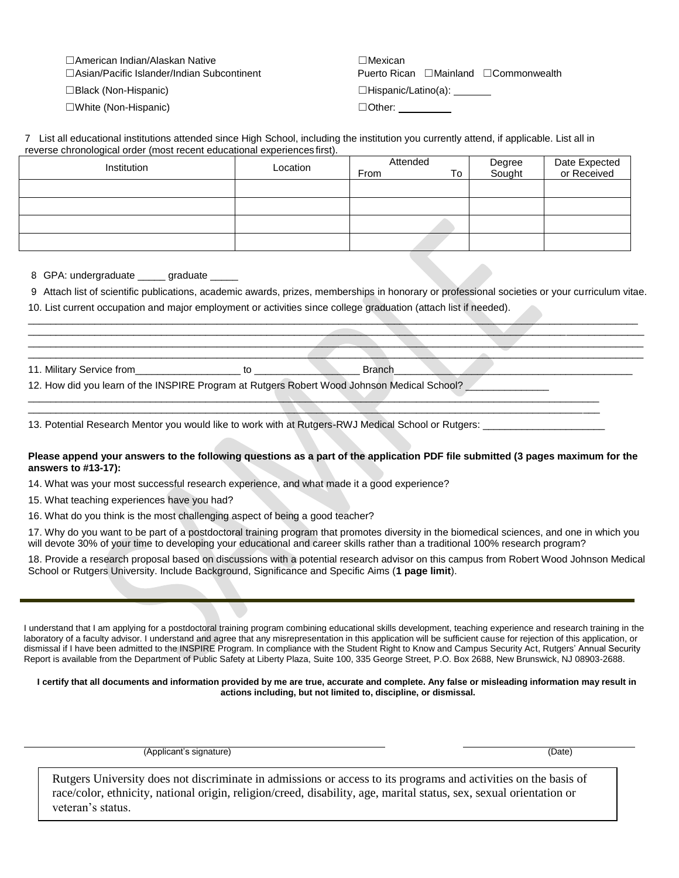☐American Indian/Alaskan Native
☐Asian/Pacific Islander/Indian Subcontinent
☐Black (Non-Hispanic)
☐White (Non-Hispanic)

☐Mexican
Puerto Rican ☐Mainland ☐Commonwealth
☐Hispanic/Latino(a): _______
☐Other: __________

7 List all educational institutions attended since High School, including the institution you currently attend, if applicable. List all in reverse chronological order (most recent educational experiences first).

| Institution | Location | Attended From | To | Degree Sought | Date Expected or Received |
|---|---|---|---|---|---|
| | | | | | |
| | | | | | |
| | | | | | |
| | | | | | |

8 GPA: undergraduate _____ graduate _____

9 Attach list of scientific publications, academic awards, prizes, memberships in honorary or professional societies or your curriculum vitae.

10. List current occupation and major employment or activities since college graduation (attach list if needed).

_______________________________________________________________________________

_______________________________________________________________________________

_______________________________________________________________________________

_______________________________________________________________________________

11. Military Service from__________________ to __________________ Branch_____________________________________________

12. How did you learn of the INSPIRE Program at Rutgers Robert Wood Johnson Medical School? _______________

_______________________________________________________________________________

_______________________________________________________________________________

13. Potential Research Mentor you would like to work with at Rutgers-RWJ Medical School or Rutgers: _____________________

**Please append your answers to the following questions as a part of the application PDF file submitted (3 pages maximum for the answers to #13-17):**

14. What was your most successful research experience, and what made it a good experience?

15. What teaching experiences have you had?

16. What do you think is the most challenging aspect of being a good teacher?

17. Why do you want to be part of a postdoctoral training program that promotes diversity in the biomedical sciences, and one in which you will devote 30% of your time to developing your educational and career skills rather than a traditional 100% research program?

18. Provide a research proposal based on discussions with a potential research advisor on this campus from Robert Wood Johnson Medical School or Rutgers University. Include Background, Significance and Specific Aims (**1 page limit**).

---

I understand that I am applying for a postdoctoral training program combining educational skills development, teaching experience and research training in the laboratory of a faculty advisor. I understand and agree that any misrepresentation in this application will be sufficient cause for rejection of this application, or dismissal if I have been admitted to the INSPIRE Program. In compliance with the Student Right to Know and Campus Security Act, Rutgers' Annual Security Report is available from the Department of Public Safety at Liberty Plaza, Suite 100, 335 George Street, P.O. Box 2688, New Brunswick, NJ 08903-2688.

**I certify that all documents and information provided by me are true, accurate and complete. Any false or misleading information may result in actions including, but not limited to, discipline, or dismissal.**

_______________________________________ (Applicant's signature)

_______________________ (Date)

Rutgers University does not discriminate in admissions or access to its programs and activities on the basis of race/color, ethnicity, national origin, religion/creed, disability, age, marital status, sex, sexual orientation or veteran's status.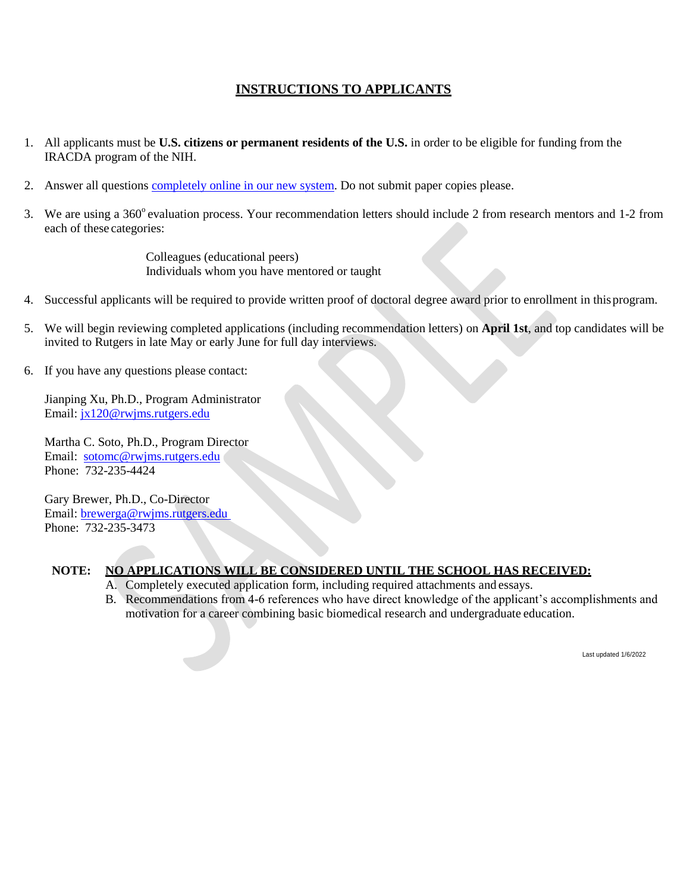# INSTRUCTIONS TO APPLICANTS

1. All applicants must be **U.S. citizens or permanent residents of the U.S.** in order to be eligible for funding from the IRACDA program of the NIH.

2. Answer all questions completely online in our new system. Do not submit paper copies please.

3. We are using a 360° evaluation process. Your recommendation letters should include 2 from research mentors and 1-2 from each of these categories:

   Colleagues (educational peers)
   Individuals whom you have mentored or taught

4. Successful applicants will be required to provide written proof of doctoral degree award prior to enrollment in this program.

5. We will begin reviewing completed applications (including recommendation letters) on **April 1st**, and top candidates will be invited to Rutgers in late May or early June for full day interviews.

6. If you have any questions please contact:

   Jianping Xu, Ph.D., Program Administrator
   Email: jx120@rwjms.rutgers.edu

   Martha C. Soto, Ph.D., Program Director
   Email: sotomc@rwjms.rutgers.edu
   Phone: 732-235-4424

   Gary Brewer, Ph.D., Co-Director
   Email: brewerga@rwjms.rutgers.edu
   Phone: 732-235-3473

**NOTE:** **NO APPLICATIONS WILL BE CONSIDERED UNTIL THE SCHOOL HAS RECEIVED:**

A. Completely executed application form, including required attachments and essays.
B. Recommendations from 4-6 references who have direct knowledge of the applicant's accomplishments and motivation for a career combining basic biomedical research and undergraduate education.

Last updated 1/6/2022